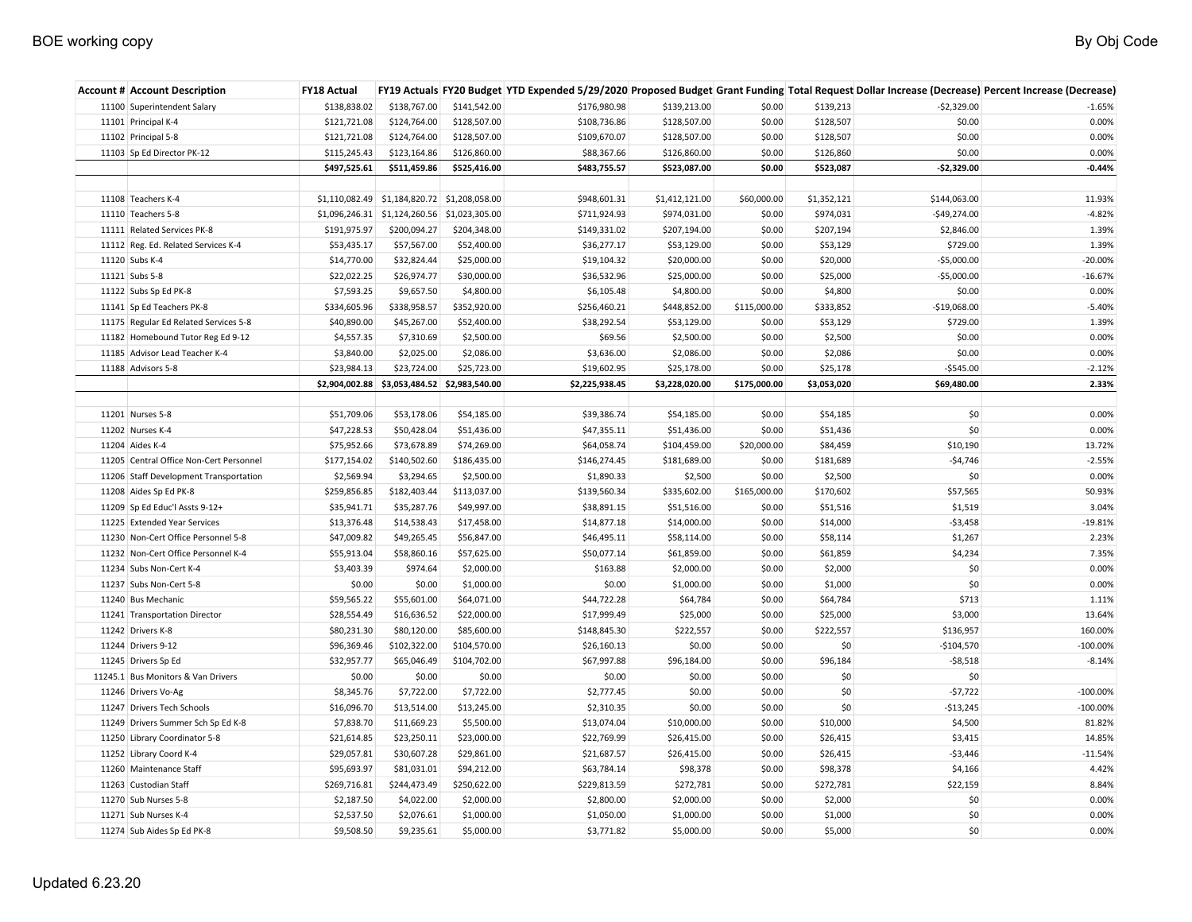| Account # | Account Description | FY18 Actual | FY19 Actuals | FY20 Budget | YTD Expended 5/29/2020 | Proposed Budget | Grant Funding | Total Request | Dollar Increase (Decrease) | Percent Increase (Decrease) |
|---|---|---|---|---|---|---|---|---|---|---|
| 11100 | Superintendent Salary | $138,838.02 | $138,767.00 | $141,542.00 | $176,980.98 | $139,213.00 | $0.00 | $139,213 | -$2,329.00 | -1.65% |
| 11101 | Principal K-4 | $121,721.08 | $124,764.00 | $128,507.00 | $108,736.86 | $128,507.00 | $0.00 | $128,507 | $0.00 | 0.00% |
| 11102 | Principal 5-8 | $121,721.08 | $124,764.00 | $128,507.00 | $109,670.07 | $128,507.00 | $0.00 | $128,507 | $0.00 | 0.00% |
| 11103 | Sp Ed Director PK-12 | $115,245.43 | $123,164.86 | $126,860.00 | $88,367.66 | $126,860.00 | $0.00 | $126,860 | $0.00 | 0.00% |
| | | **$497,525.61** | **$511,459.86** | **$525,416.00** | **$483,755.57** | **$523,087.00** | **$0.00** | **$523,087** | **-$2,329.00** | **-0.44%** |
| | | | | | | | | | | |
| 11108 | Teachers K-4 | $1,110,082.49 | $1,184,820.72 | $1,208,058.00 | $948,601.31 | $1,412,121.00 | $60,000.00 | $1,352,121 | $144,063.00 | 11.93% |
| 11110 | Teachers 5-8 | $1,096,246.31 | $1,124,260.56 | $1,023,305.00 | $711,924.93 | $974,031.00 | $0.00 | $974,031 | -$49,274.00 | -4.82% |
| 11111 | Related Services PK-8 | $191,975.97 | $200,094.27 | $204,348.00 | $149,331.02 | $207,194.00 | $0.00 | $207,194 | $2,846.00 | 1.39% |
| 11112 | Reg. Ed. Related Services K-4 | $53,435.17 | $57,567.00 | $52,400.00 | $36,277.17 | $53,129.00 | $0.00 | $53,129 | $729.00 | 1.39% |
| 11120 | Subs K-4 | $14,770.00 | $32,824.44 | $25,000.00 | $19,104.32 | $20,000.00 | $0.00 | $20,000 | -$5,000.00 | -20.00% |
| 11121 | Subs 5-8 | $22,022.25 | $26,974.77 | $30,000.00 | $36,532.96 | $25,000.00 | $0.00 | $25,000 | -$5,000.00 | -16.67% |
| 11122 | Subs Sp Ed PK-8 | $7,593.25 | $9,657.50 | $4,800.00 | $6,105.48 | $4,800.00 | $0.00 | $4,800 | $0.00 | 0.00% |
| 11141 | Sp Ed Teachers PK-8 | $334,605.96 | $338,958.57 | $352,920.00 | $256,460.21 | $448,852.00 | $115,000.00 | $333,852 | -$19,068.00 | -5.40% |
| 11175 | Regular Ed Related Services 5-8 | $40,890.00 | $45,267.00 | $52,400.00 | $38,292.54 | $53,129.00 | $0.00 | $53,129 | $729.00 | 1.39% |
| 11182 | Homebound Tutor Reg Ed 9-12 | $4,557.35 | $7,310.69 | $2,500.00 | $69.56 | $2,500.00 | $0.00 | $2,500 | $0.00 | 0.00% |
| 11185 | Advisor Lead Teacher K-4 | $3,840.00 | $2,025.00 | $2,086.00 | $3,636.00 | $2,086.00 | $0.00 | $2,086 | $0.00 | 0.00% |
| 11188 | Advisors 5-8 | $23,984.13 | $23,724.00 | $25,723.00 | $19,602.95 | $25,178.00 | $0.00 | $25,178 | -$545.00 | -2.12% |
| | | **$2,904,002.88** | **$3,053,484.52** | **$2,983,540.00** | **$2,225,938.45** | **$3,228,020.00** | **$175,000.00** | **$3,053,020** | **$69,480.00** | **2.33%** |
| | | | | | | | | | | |
| 11201 | Nurses 5-8 | $51,709.06 | $53,178.06 | $54,185.00 | $39,386.74 | $54,185.00 | $0.00 | $54,185 | $0 | 0.00% |
| 11202 | Nurses K-4 | $47,228.53 | $50,428.04 | $51,436.00 | $47,355.11 | $51,436.00 | $0.00 | $51,436 | $0 | 0.00% |
| 11204 | Aides K-4 | $75,952.66 | $73,678.89 | $74,269.00 | $64,058.74 | $104,459.00 | $20,000.00 | $84,459 | $10,190 | 13.72% |
| 11205 | Central Office Non-Cert Personnel | $177,154.02 | $140,502.60 | $186,435.00 | $146,274.45 | $181,689.00 | $0.00 | $181,689 | -$4,746 | -2.55% |
| 11206 | Staff Development Transportation | $2,569.94 | $3,294.65 | $2,500.00 | $1,890.33 | $2,500 | $0.00 | $2,500 | $0 | 0.00% |
| 11208 | Aides Sp Ed PK-8 | $259,856.85 | $182,403.44 | $113,037.00 | $139,560.34 | $335,602.00 | $165,000.00 | $170,602 | $57,565 | 50.93% |
| 11209 | Sp Ed Educ'l Assts 9-12+ | $35,941.71 | $35,287.76 | $49,997.00 | $38,891.15 | $51,516.00 | $0.00 | $51,516 | $1,519 | 3.04% |
| 11225 | Extended Year Services | $13,376.48 | $14,538.43 | $17,458.00 | $14,877.18 | $14,000.00 | $0.00 | $14,000 | -$3,458 | -19.81% |
| 11230 | Non-Cert Office Personnel 5-8 | $47,009.82 | $49,265.45 | $56,847.00 | $46,495.11 | $58,114.00 | $0.00 | $58,114 | $1,267 | 2.23% |
| 11232 | Non-Cert Office Personnel K-4 | $55,913.04 | $58,860.16 | $57,625.00 | $50,077.14 | $61,859.00 | $0.00 | $61,859 | $4,234 | 7.35% |
| 11234 | Subs Non-Cert K-4 | $3,403.39 | $974.64 | $2,000.00 | $163.88 | $2,000.00 | $0.00 | $2,000 | $0 | 0.00% |
| 11237 | Subs Non-Cert 5-8 | $0.00 | $0.00 | $1,000.00 | $0.00 | $1,000.00 | $0.00 | $1,000 | $0 | 0.00% |
| 11240 | Bus Mechanic | $59,565.22 | $55,601.00 | $64,071.00 | $44,722.28 | $64,784 | $0.00 | $64,784 | $713 | 1.11% |
| 11241 | Transportation Director | $28,554.49 | $16,636.52 | $22,000.00 | $17,999.49 | $25,000 | $0.00 | $25,000 | $3,000 | 13.64% |
| 11242 | Drivers K-8 | $80,231.30 | $80,120.00 | $85,600.00 | $148,845.30 | $222,557 | $0.00 | $222,557 | $136,957 | 160.00% |
| 11244 | Drivers 9-12 | $96,369.46 | $102,322.00 | $104,570.00 | $26,160.13 | $0.00 | $0.00 | $0 | -$104,570 | -100.00% |
| 11245 | Drivers Sp Ed | $32,957.77 | $65,046.49 | $104,702.00 | $67,997.88 | $96,184.00 | $0.00 | $96,184 | -$8,518 | -8.14% |
| 11245.1 | Bus Monitors & Van Drivers | $0.00 | $0.00 | $0.00 | $0.00 | $0.00 | $0.00 | $0 | $0 | |
| 11246 | Drivers Vo-Ag | $8,345.76 | $7,722.00 | $7,722.00 | $2,777.45 | $0.00 | $0.00 | $0 | -$7,722 | -100.00% |
| 11247 | Drivers Tech Schools | $16,096.70 | $13,514.00 | $13,245.00 | $2,310.35 | $0.00 | $0.00 | $0 | -$13,245 | -100.00% |
| 11249 | Drivers Summer Sch Sp Ed K-8 | $7,838.70 | $11,669.23 | $5,500.00 | $13,074.04 | $10,000.00 | $0.00 | $10,000 | $4,500 | 81.82% |
| 11250 | Library Coordinator 5-8 | $21,614.85 | $23,250.11 | $23,000.00 | $22,769.99 | $26,415.00 | $0.00 | $26,415 | $3,415 | 14.85% |
| 11252 | Library Coord K-4 | $29,057.81 | $30,607.28 | $29,861.00 | $21,687.57 | $26,415.00 | $0.00 | $26,415 | -$3,446 | -11.54% |
| 11260 | Maintenance Staff | $95,693.97 | $81,031.01 | $94,212.00 | $63,784.14 | $98,378 | $0.00 | $98,378 | $4,166 | 4.42% |
| 11263 | Custodian Staff | $269,716.81 | $244,473.49 | $250,622.00 | $229,813.59 | $272,781 | $0.00 | $272,781 | $22,159 | 8.84% |
| 11270 | Sub Nurses 5-8 | $2,187.50 | $4,022.00 | $2,000.00 | $2,800.00 | $2,000.00 | $0.00 | $2,000 | $0 | 0.00% |
| 11271 | Sub Nurses K-4 | $2,537.50 | $2,076.61 | $1,000.00 | $1,050.00 | $1,000.00 | $0.00 | $1,000 | $0 | 0.00% |
| 11274 | Sub Aides Sp Ed PK-8 | $9,508.50 | $9,235.61 | $5,000.00 | $3,771.82 | $5,000.00 | $0.00 | $5,000 | $0 | 0.00% |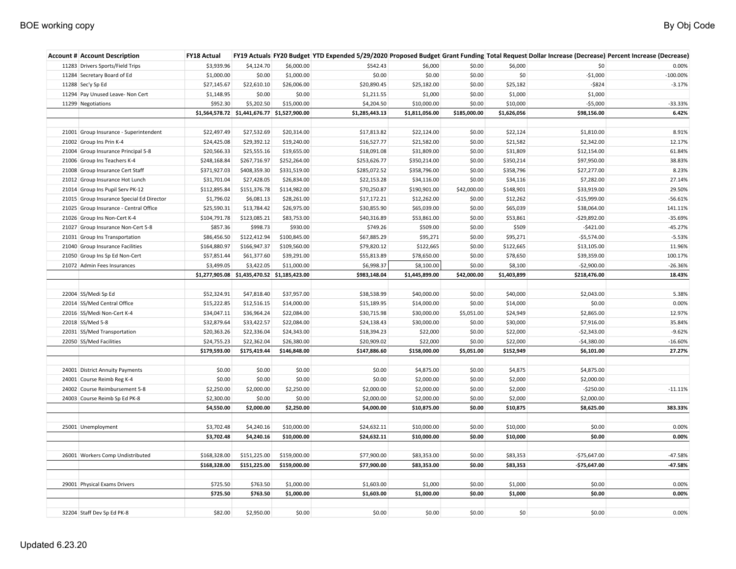| Account # | Account Description | FY18 Actual | FY19 Actuals | FY20 Budget | YTD Expended 5/29/2020 | Proposed Budget | Grant Funding | Total Request | Dollar Increase (Decrease) | Percent Increase (Decrease) |
|---|---|---|---|---|---|---|---|---|---|---|
| 11283 | Drivers Sports/Field Trips | $3,939.96 | $4,124.70 | $6,000.00 | $542.43 | $6,000 | $0.00 | $6,000 | $0 | 0.00% |
| 11284 | Secretary Board of Ed | $1,000.00 | $0.00 | $1,000.00 | $0.00 | $0.00 | $0.00 | $0 | -$1,000 | -100.00% |
| 11288 | Sec'y Sp Ed | $27,145.67 | $22,610.10 | $26,006.00 | $20,890.45 | $25,182.00 | $0.00 | $25,182 | -$824 | -3.17% |
| 11294 | Pay Unused Leave- Non Cert | $1,148.95 | $0.00 | $0.00 | $1,211.55 | $1,000 | $0.00 | $1,000 | $1,000 | |
| 11299 | Negotiations | $952.30 | $5,202.50 | $15,000.00 | $4,204.50 | $10,000.00 | $0.00 | $10,000 | -$5,000 | -33.33% |
| | | **$1,564,578.72** | **$1,441,676.77** | **$1,527,900.00** | **$1,285,443.13** | **$1,811,056.00** | **$185,000.00** | **$1,626,056** | **$98,156.00** | **6.42%** |
| | | | | | | | | | | |
| 21001 | Group Insurance - Superintendent | $22,497.49 | $27,532.69 | $20,314.00 | $17,813.82 | $22,124.00 | $0.00 | $22,124 | $1,810.00 | 8.91% |
| 21002 | Group Ins Prin K-4 | $24,425.08 | $29,392.12 | $19,240.00 | $16,527.77 | $21,582.00 | $0.00 | $21,582 | $2,342.00 | 12.17% |
| 21004 | Group Insurance Principal 5-8 | $20,566.33 | $25,555.16 | $19,655.00 | $18,091.08 | $31,809.00 | $0.00 | $31,809 | $12,154.00 | 61.84% |
| 21006 | Group Ins Teachers K-4 | $248,168.84 | $267,716.97 | $252,264.00 | $253,626.77 | $350,214.00 | $0.00 | $350,214 | $97,950.00 | 38.83% |
| 21008 | Group Insurance Cert Staff | $371,927.03 | $408,359.30 | $331,519.00 | $285,072.52 | $358,796.00 | $0.00 | $358,796 | $27,277.00 | 8.23% |
| 21012 | Group Insurance Hot Lunch | $31,701.04 | $27,428.05 | $26,834.00 | $22,153.28 | $34,116.00 | $0.00 | $34,116 | $7,282.00 | 27.14% |
| 21014 | Group Ins Pupil Serv PK-12 | $112,895.84 | $151,376.78 | $114,982.00 | $70,250.87 | $190,901.00 | $42,000.00 | $148,901 | $33,919.00 | 29.50% |
| 21015 | Group Insurance Special Ed Director | $1,796.02 | $6,081.13 | $28,261.00 | $17,172.21 | $12,262.00 | $0.00 | $12,262 | -$15,999.00 | -56.61% |
| 21025 | Group Insurance - Central Office | $25,590.31 | $13,784.42 | $26,975.00 | $30,855.90 | $65,039.00 | $0.00 | $65,039 | $38,064.00 | 141.11% |
| 21026 | Group Ins Non-Cert K-4 | $104,791.78 | $123,085.21 | $83,753.00 | $40,316.89 | $53,861.00 | $0.00 | $53,861 | -$29,892.00 | -35.69% |
| 21027 | Group Insurance Non-Cert 5-8 | $857.36 | $998.73 | $930.00 | $749.26 | $509.00 | $0.00 | $509 | -$421.00 | -45.27% |
| 21031 | Group Ins Transportation | $86,456.50 | $122,412.94 | $100,845.00 | $67,885.29 | $95,271 | $0.00 | $95,271 | -$5,574.00 | -5.53% |
| 21040 | Group Insurance Facilities | $164,880.97 | $166,947.37 | $109,560.00 | $79,820.12 | $122,665 | $0.00 | $122,665 | $13,105.00 | 11.96% |
| 21050 | Group Ins Sp Ed Non-Cert | $57,851.44 | $61,377.60 | $39,291.00 | $55,813.89 | $78,650.00 | $0.00 | $78,650 | $39,359.00 | 100.17% |
| 21072 | Admin Fees Insurances | $3,499.05 | $3,422.05 | $11,000.00 | $6,998.37 | $8,100.00 | $0.00 | $8,100 | -$2,900.00 | -26.36% |
| | | **$1,277,905.08** | **$1,435,470.52** | **$1,185,423.00** | **$983,148.04** | **$1,445,899.00** | **$42,000.00** | **$1,403,899** | **$218,476.00** | **18.43%** |
| | | | | | | | | | | |
| 22004 | SS/Medi Sp Ed | $52,324.91 | $47,818.40 | $37,957.00 | $38,538.99 | $40,000.00 | $0.00 | $40,000 | $2,043.00 | 5.38% |
| 22014 | SS/Med Central Office | $15,222.85 | $12,516.15 | $14,000.00 | $15,189.95 | $14,000.00 | $0.00 | $14,000 | $0.00 | 0.00% |
| 22016 | SS/Medi Non-Cert K-4 | $34,047.11 | $36,964.24 | $22,084.00 | $30,715.98 | $30,000.00 | $5,051.00 | $24,949 | $2,865.00 | 12.97% |
| 22018 | SS/Med 5-8 | $32,879.64 | $33,422.57 | $22,084.00 | $24,138.43 | $30,000.00 | $0.00 | $30,000 | $7,916.00 | 35.84% |
| 22031 | SS/Med Transportation | $20,363.26 | $22,336.04 | $24,343.00 | $18,394.23 | $22,000 | $0.00 | $22,000 | -$2,343.00 | -9.62% |
| 22050 | SS/Med Facilities | $24,755.23 | $22,362.04 | $26,380.00 | $20,909.02 | $22,000 | $0.00 | $22,000 | -$4,380.00 | -16.60% |
| | | **$179,593.00** | **$175,419.44** | **$146,848.00** | **$147,886.60** | **$158,000.00** | **$5,051.00** | **$152,949** | **$6,101.00** | **27.27%** |
| | | | | | | | | | | |
| 24001 | District Annuity Payments | $0.00 | $0.00 | $0.00 | $0.00 | $4,875.00 | $0.00 | $4,875 | $4,875.00 | |
| 24001 | Course Reimb Reg K-4 | $0.00 | $0.00 | $0.00 | $0.00 | $2,000.00 | $0.00 | $2,000 | $2,000.00 | |
| 24002 | Course Reimbursement 5-8 | $2,250.00 | $2,000.00 | $2,250.00 | $2,000.00 | $2,000.00 | $0.00 | $2,000 | -$250.00 | -11.11% |
| 24003 | Course Reimb Sp Ed PK-8 | $2,300.00 | $0.00 | $0.00 | $2,000.00 | $2,000.00 | $0.00 | $2,000 | $2,000.00 | |
| | | **$4,550.00** | **$2,000.00** | **$2,250.00** | **$4,000.00** | **$10,875.00** | **$0.00** | **$10,875** | **$8,625.00** | **383.33%** |
| | | | | | | | | | | |
| 25001 | Unemployment | $3,702.48 | $4,240.16 | $10,000.00 | $24,632.11 | $10,000.00 | $0.00 | $10,000 | $0.00 | 0.00% |
| | | **$3,702.48** | **$4,240.16** | **$10,000.00** | **$24,632.11** | **$10,000.00** | **$0.00** | **$10,000** | **$0.00** | **0.00%** |
| | | | | | | | | | | |
| 26001 | Workers Comp Undistributed | $168,328.00 | $151,225.00 | $159,000.00 | $77,900.00 | $83,353.00 | $0.00 | $83,353 | -$75,647.00 | -47.58% |
| | | **$168,328.00** | **$151,225.00** | **$159,000.00** | **$77,900.00** | **$83,353.00** | **$0.00** | **$83,353** | **-$75,647.00** | **-47.58%** |
| | | | | | | | | | | |
| 29001 | Physical Exams Drivers | $725.50 | $763.50 | $1,000.00 | $1,603.00 | $1,000 | $0.00 | $1,000 | $0.00 | 0.00% |
| | | **$725.50** | **$763.50** | **$1,000.00** | **$1,603.00** | **$1,000.00** | **$0.00** | **$1,000** | **$0.00** | **0.00%** |
| | | | | | | | | | | |
| 32204 | Staff Dev Sp Ed PK-8 | $82.00 | $2,950.00 | $0.00 | $0.00 | $0.00 | $0.00 | $0 | $0.00 | 0.00% |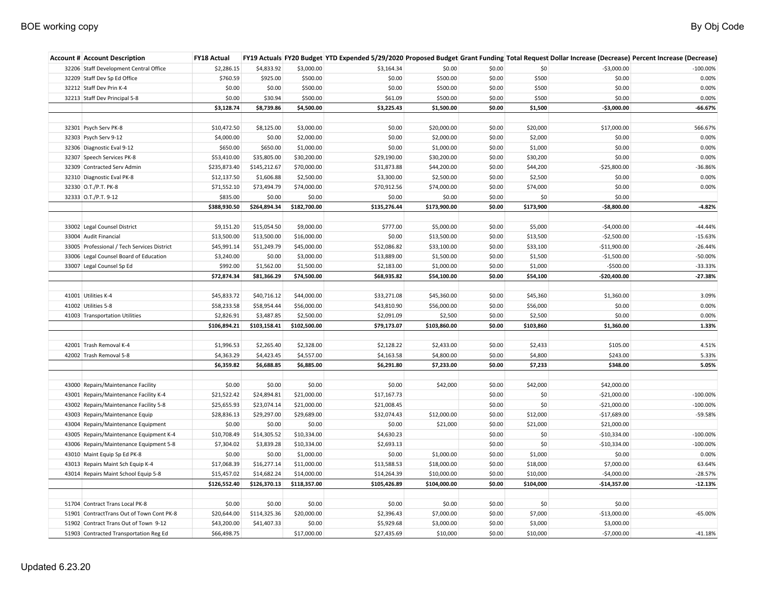| Account # | Account Description | FY18 Actual | FY19 Actuals | FY20 Budget | YTD Expended 5/29/2020 | Proposed Budget | Grant Funding | Total Request | Dollar Increase (Decrease) | Percent Increase (Decrease) |
|---|---|---|---|---|---|---|---|---|---|---|
| 32206 | Staff Development Central Office | $2,286.15 | $4,833.92 | $3,000.00 | $3,164.34 | $0.00 | $0.00 | $0 | -$3,000.00 | -100.00% |
| 32209 | Staff Dev Sp Ed Office | $760.59 | $925.00 | $500.00 | $0.00 | $500.00 | $0.00 | $500 | $0.00 | 0.00% |
| 32212 | Staff Dev Prin K-4 | $0.00 | $0.00 | $500.00 | $0.00 | $500.00 | $0.00 | $500 | $0.00 | 0.00% |
| 32213 | Staff Dev Principal 5-8 | $0.00 | $30.94 | $500.00 | $61.09 | $500.00 | $0.00 | $500 | $0.00 | 0.00% |
| | | **$3,128.74** | **$8,739.86** | **$4,500.00** | **$3,225.43** | **$1,500.00** | **$0.00** | **$1,500** | **-$3,000.00** | **-66.67%** |
| | | | | | | | | | | |
| 32301 | Psych Serv PK-8 | $10,472.50 | $8,125.00 | $3,000.00 | $0.00 | $20,000.00 | $0.00 | $20,000 | $17,000.00 | 566.67% |
| 32303 | Psych Serv 9-12 | $4,000.00 | $0.00 | $2,000.00 | $0.00 | $2,000.00 | $0.00 | $2,000 | $0.00 | 0.00% |
| 32306 | Diagnostic Eval 9-12 | $650.00 | $650.00 | $1,000.00 | $0.00 | $1,000.00 | $0.00 | $1,000 | $0.00 | 0.00% |
| 32307 | Speech Services PK-8 | $53,410.00 | $35,805.00 | $30,200.00 | $29,190.00 | $30,200.00 | $0.00 | $30,200 | $0.00 | 0.00% |
| 32309 | Contracted Serv Admin | $235,873.40 | $145,212.67 | $70,000.00 | $31,873.88 | $44,200.00 | $0.00 | $44,200 | -$25,800.00 | -36.86% |
| 32310 | Diagnostic Eval PK-8 | $12,137.50 | $1,606.88 | $2,500.00 | $3,300.00 | $2,500.00 | $0.00 | $2,500 | $0.00 | 0.00% |
| 32330 | O.T./P.T. PK-8 | $71,552.10 | $73,494.79 | $74,000.00 | $70,912.56 | $74,000.00 | $0.00 | $74,000 | $0.00 | 0.00% |
| 32333 | O.T./P.T. 9-12 | $835.00 | $0.00 | $0.00 | $0.00 | $0.00 | $0.00 | $0 | $0.00 | |
| | | **$388,930.50** | **$264,894.34** | **$182,700.00** | **$135,276.44** | **$173,900.00** | **$0.00** | **$173,900** | **-$8,800.00** | **-4.82%** |
| | | | | | | | | | | |
| 33002 | Legal Counsel District | $9,151.20 | $15,054.50 | $9,000.00 | $777.00 | $5,000.00 | $0.00 | $5,000 | -$4,000.00 | -44.44% |
| 33004 | Audit Financial | $13,500.00 | $13,500.00 | $16,000.00 | $0.00 | $13,500.00 | $0.00 | $13,500 | -$2,500.00 | -15.63% |
| 33005 | Professional / Tech Services District | $45,991.14 | $51,249.79 | $45,000.00 | $52,086.82 | $33,100.00 | $0.00 | $33,100 | -$11,900.00 | -26.44% |
| 33006 | Legal Counsel Board of Education | $3,240.00 | $0.00 | $3,000.00 | $13,889.00 | $1,500.00 | $0.00 | $1,500 | -$1,500.00 | -50.00% |
| 33007 | Legal Counsel Sp Ed | $992.00 | $1,562.00 | $1,500.00 | $2,183.00 | $1,000.00 | $0.00 | $1,000 | -$500.00 | -33.33% |
| | | **$72,874.34** | **$81,366.29** | **$74,500.00** | **$68,935.82** | **$54,100.00** | **$0.00** | **$54,100** | **-$20,400.00** | **-27.38%** |
| | | | | | | | | | | |
| 41001 | Utilities K-4 | $45,833.72 | $40,716.12 | $44,000.00 | $33,271.08 | $45,360.00 | $0.00 | $45,360 | $1,360.00 | 3.09% |
| 41002 | Utilities 5-8 | $58,233.58 | $58,954.44 | $56,000.00 | $43,810.90 | $56,000.00 | $0.00 | $56,000 | $0.00 | 0.00% |
| 41003 | Transportation Utilities | $2,826.91 | $3,487.85 | $2,500.00 | $2,091.09 | $2,500 | $0.00 | $2,500 | $0.00 | 0.00% |
| | | **$106,894.21** | **$103,158.41** | **$102,500.00** | **$79,173.07** | **$103,860.00** | **$0.00** | **$103,860** | **$1,360.00** | **1.33%** |
| | | | | | | | | | | |
| 42001 | Trash Removal K-4 | $1,996.53 | $2,265.40 | $2,328.00 | $2,128.22 | $2,433.00 | $0.00 | $2,433 | $105.00 | 4.51% |
| 42002 | Trash Removal 5-8 | $4,363.29 | $4,423.45 | $4,557.00 | $4,163.58 | $4,800.00 | $0.00 | $4,800 | $243.00 | 5.33% |
| | | **$6,359.82** | **$6,688.85** | **$6,885.00** | **$6,291.80** | **$7,233.00** | **$0.00** | **$7,233** | **$348.00** | **5.05%** |
| | | | | | | | | | | |
| 43000 | Repairs/Maintenance Facility | $0.00 | $0.00 | $0.00 | $0.00 | $42,000 | $0.00 | $42,000 | $42,000.00 | |
| 43001 | Repairs/Maintenance Facility K-4 | $21,522.42 | $24,894.81 | $21,000.00 | $17,167.73 | | $0.00 | $0 | -$21,000.00 | -100.00% |
| 43002 | Repairs/Maintenance Facility 5-8 | $25,655.93 | $23,074.14 | $21,000.00 | $21,008.45 | | $0.00 | $0 | -$21,000.00 | -100.00% |
| 43003 | Repairs/Maintenance Equip | $28,836.13 | $29,297.00 | $29,689.00 | $32,074.43 | $12,000.00 | $0.00 | $12,000 | -$17,689.00 | -59.58% |
| 43004 | Repairs/Maintenance Equipment | $0.00 | $0.00 | $0.00 | $0.00 | $21,000 | $0.00 | $21,000 | $21,000.00 | |
| 43005 | Repairs/Maintenance Equipment K-4 | $10,708.49 | $14,305.52 | $10,334.00 | $4,630.23 | | $0.00 | $0 | -$10,334.00 | -100.00% |
| 43006 | Repairs/Maintenance Equipment 5-8 | $7,304.02 | $3,839.28 | $10,334.00 | $2,693.13 | | $0.00 | $0 | -$10,334.00 | -100.00% |
| 43010 | Maint Equip Sp Ed PK-8 | $0.00 | $0.00 | $1,000.00 | $0.00 | $1,000.00 | $0.00 | $1,000 | $0.00 | 0.00% |
| 43013 | Repairs Maint Sch Equip K-4 | $17,068.39 | $16,277.14 | $11,000.00 | $13,588.53 | $18,000.00 | $0.00 | $18,000 | $7,000.00 | 63.64% |
| 43014 | Repairs Maint School Equip 5-8 | $15,457.02 | $14,682.24 | $14,000.00 | $14,264.39 | $10,000.00 | $0.00 | $10,000 | -$4,000.00 | -28.57% |
| | | **$126,552.40** | **$126,370.13** | **$118,357.00** | **$105,426.89** | **$104,000.00** | **$0.00** | **$104,000** | **-$14,357.00** | **-12.13%** |
| | | | | | | | | | | |
| 51704 | Contract Trans Local PK-8 | $0.00 | $0.00 | $0.00 | $0.00 | $0.00 | $0.00 | $0 | $0.00 | |
| 51901 | ContractTrans Out of Town Cont PK-8 | $20,644.00 | $114,325.36 | $20,000.00 | $2,396.43 | $7,000.00 | $0.00 | $7,000 | -$13,000.00 | -65.00% |
| 51902 | Contract Trans Out of Town 9-12 | $43,200.00 | $41,407.33 | $0.00 | $5,929.68 | $3,000.00 | $0.00 | $3,000 | $3,000.00 | |
| 51903 | Contracted Transportation Reg Ed | $66,498.75 | | $17,000.00 | $27,435.69 | $10,000 | $0.00 | $10,000 | -$7,000.00 | -41.18% |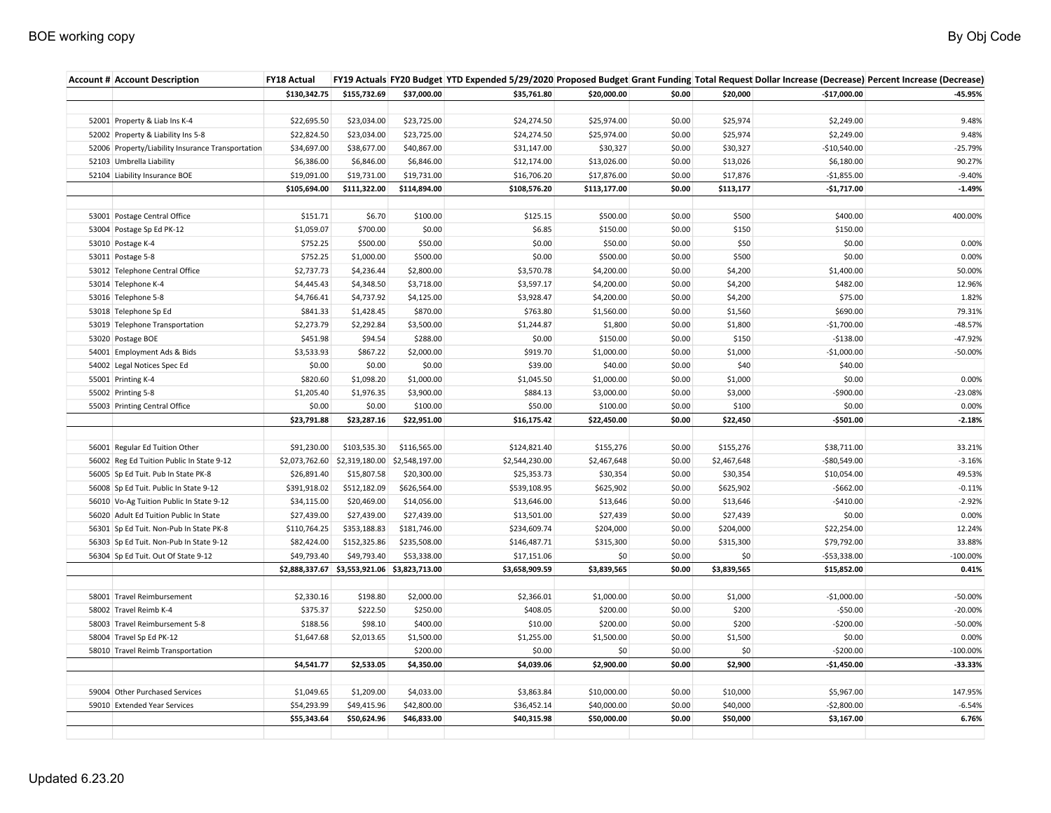| Account # | Account Description | FY18 Actual | FY19 Actuals | FY20 Budget | YTD Expended 5/29/2020 | Proposed Budget | Grant Funding | Total Request | Dollar Increase (Decrease) | Percent Increase (Decrease) |
|---|---|---|---|---|---|---|---|---|---|---|
| | | **$130,342.75** | **$155,732.69** | **$37,000.00** | **$35,761.80** | **$20,000.00** | **$0.00** | **$20,000** | **-$17,000.00** | **-45.95%** |
| | | | | | | | | | | |
| 52001 | Property & Liab Ins K-4 | $22,695.50 | $23,034.00 | $23,725.00 | $24,274.50 | $25,974.00 | $0.00 | $25,974 | $2,249.00 | 9.48% |
| 52002 | Property & Liability Ins 5-8 | $22,824.50 | $23,034.00 | $23,725.00 | $24,274.50 | $25,974.00 | $0.00 | $25,974 | $2,249.00 | 9.48% |
| 52006 | Property/Liability Insurance Transportation | $34,697.00 | $38,677.00 | $40,867.00 | $31,147.00 | $30,327 | $0.00 | $30,327 | -$10,540.00 | -25.79% |
| 52103 | Umbrella Liability | $6,386.00 | $6,846.00 | $6,846.00 | $12,174.00 | $13,026.00 | $0.00 | $13,026 | $6,180.00 | 90.27% |
| 52104 | Liability Insurance BOE | $19,091.00 | $19,731.00 | $19,731.00 | $16,706.20 | $17,876.00 | $0.00 | $17,876 | -$1,855.00 | -9.40% |
| | | **$105,694.00** | **$111,322.00** | **$114,894.00** | **$108,576.20** | **$113,177.00** | **$0.00** | **$113,177** | **-$1,717.00** | **-1.49%** |
| | | | | | | | | | | |
| 53001 | Postage Central Office | $151.71 | $6.70 | $100.00 | $125.15 | $500.00 | $0.00 | $500 | $400.00 | 400.00% |
| 53004 | Postage Sp Ed PK-12 | $1,059.07 | $700.00 | $0.00 | $6.85 | $150.00 | $0.00 | $150 | $150.00 | |
| 53010 | Postage K-4 | $752.25 | $500.00 | $50.00 | $0.00 | $50.00 | $0.00 | $50 | $0.00 | 0.00% |
| 53011 | Postage 5-8 | $752.25 | $1,000.00 | $500.00 | $0.00 | $500.00 | $0.00 | $500 | $0.00 | 0.00% |
| 53012 | Telephone Central Office | $2,737.73 | $4,236.44 | $2,800.00 | $3,570.78 | $4,200.00 | $0.00 | $4,200 | $1,400.00 | 50.00% |
| 53014 | Telephone K-4 | $4,445.43 | $4,348.50 | $3,718.00 | $3,597.17 | $4,200.00 | $0.00 | $4,200 | $482.00 | 12.96% |
| 53016 | Telephone 5-8 | $4,766.41 | $4,737.92 | $4,125.00 | $3,928.47 | $4,200.00 | $0.00 | $4,200 | $75.00 | 1.82% |
| 53018 | Telephone Sp Ed | $841.33 | $1,428.45 | $870.00 | $763.80 | $1,560.00 | $0.00 | $1,560 | $690.00 | 79.31% |
| 53019 | Telephone Transportation | $2,273.79 | $2,292.84 | $3,500.00 | $1,244.87 | $1,800 | $0.00 | $1,800 | -$1,700.00 | -48.57% |
| 53020 | Postage BOE | $451.98 | $94.54 | $288.00 | $0.00 | $150.00 | $0.00 | $150 | -$138.00 | -47.92% |
| 54001 | Employment Ads & Bids | $3,533.93 | $867.22 | $2,000.00 | $919.70 | $1,000.00 | $0.00 | $1,000 | -$1,000.00 | -50.00% |
| 54002 | Legal Notices Spec Ed | $0.00 | $0.00 | $0.00 | $39.00 | $40.00 | $0.00 | $40 | $40.00 | |
| 55001 | Printing K-4 | $820.60 | $1,098.20 | $1,000.00 | $1,045.50 | $1,000.00 | $0.00 | $1,000 | $0.00 | 0.00% |
| 55002 | Printing 5-8 | $1,205.40 | $1,976.35 | $3,900.00 | $884.13 | $3,000.00 | $0.00 | $3,000 | -$900.00 | -23.08% |
| 55003 | Printing Central Office | $0.00 | $0.00 | $100.00 | $50.00 | $100.00 | $0.00 | $100 | $0.00 | 0.00% |
| | | **$23,791.88** | **$23,287.16** | **$22,951.00** | **$16,175.42** | **$22,450.00** | **$0.00** | **$22,450** | **-$501.00** | **-2.18%** |
| | | | | | | | | | | |
| 56001 | Regular Ed Tuition Other | $91,230.00 | $103,535.30 | $116,565.00 | $124,821.40 | $155,276 | $0.00 | $155,276 | $38,711.00 | 33.21% |
| 56002 | Reg Ed Tuition Public In State 9-12 | $2,073,762.60 | $2,319,180.00 | $2,548,197.00 | $2,544,230.00 | $2,467,648 | $0.00 | $2,467,648 | -$80,549.00 | -3.16% |
| 56005 | Sp Ed Tuit. Pub In State PK-8 | $26,891.40 | $15,807.58 | $20,300.00 | $25,353.73 | $30,354 | $0.00 | $30,354 | $10,054.00 | 49.53% |
| 56008 | Sp Ed Tuit. Public In State 9-12 | $391,918.02 | $512,182.09 | $626,564.00 | $539,108.95 | $625,902 | $0.00 | $625,902 | -$662.00 | -0.11% |
| 56010 | Vo-Ag Tuition Public In State 9-12 | $34,115.00 | $20,469.00 | $14,056.00 | $13,646.00 | $13,646 | $0.00 | $13,646 | -$410.00 | -2.92% |
| 56020 | Adult Ed Tuition Public In State | $27,439.00 | $27,439.00 | $27,439.00 | $13,501.00 | $27,439 | $0.00 | $27,439 | $0.00 | 0.00% |
| 56301 | Sp Ed Tuit. Non-Pub In State PK-8 | $110,764.25 | $353,188.83 | $181,746.00 | $234,609.74 | $204,000 | $0.00 | $204,000 | $22,254.00 | 12.24% |
| 56303 | Sp Ed Tuit. Non-Pub In State 9-12 | $82,424.00 | $152,325.86 | $235,508.00 | $146,487.71 | $315,300 | $0.00 | $315,300 | $79,792.00 | 33.88% |
| 56304 | Sp Ed Tuit. Out Of State 9-12 | $49,793.40 | $49,793.40 | $53,338.00 | $17,151.06 | $0 | $0.00 | $0 | -$53,338.00 | -100.00% |
| | | **$2,888,337.67** | **$3,553,921.06** | **$3,823,713.00** | **$3,658,909.59** | **$3,839,565** | **$0.00** | **$3,839,565** | **$15,852.00** | **0.41%** |
| | | | | | | | | | | |
| 58001 | Travel Reimbursement | $2,330.16 | $198.80 | $2,000.00 | $2,366.01 | $1,000.00 | $0.00 | $1,000 | -$1,000.00 | -50.00% |
| 58002 | Travel Reimb K-4 | $375.37 | $222.50 | $250.00 | $408.05 | $200.00 | $0.00 | $200 | -$50.00 | -20.00% |
| 58003 | Travel Reimbursement 5-8 | $188.56 | $98.10 | $400.00 | $10.00 | $200.00 | $0.00 | $200 | -$200.00 | -50.00% |
| 58004 | Travel Sp Ed PK-12 | $1,647.68 | $2,013.65 | $1,500.00 | $1,255.00 | $1,500.00 | $0.00 | $1,500 | $0.00 | 0.00% |
| 58010 | Travel Reimb Transportation | | | $200.00 | $0.00 | $0 | $0.00 | $0 | -$200.00 | -100.00% |
| | | **$4,541.77** | **$2,533.05** | **$4,350.00** | **$4,039.06** | **$2,900.00** | **$0.00** | **$2,900** | **-$1,450.00** | **-33.33%** |
| | | | | | | | | | | |
| 59004 | Other Purchased Services | $1,049.65 | $1,209.00 | $4,033.00 | $3,863.84 | $10,000.00 | $0.00 | $10,000 | $5,967.00 | 147.95% |
| 59010 | Extended Year Services | $54,293.99 | $49,415.96 | $42,800.00 | $36,452.14 | $40,000.00 | $0.00 | $40,000 | -$2,800.00 | -6.54% |
| | | **$55,343.64** | **$50,624.96** | **$46,833.00** | **$40,315.98** | **$50,000.00** | **$0.00** | **$50,000** | **$3,167.00** | **6.76%** |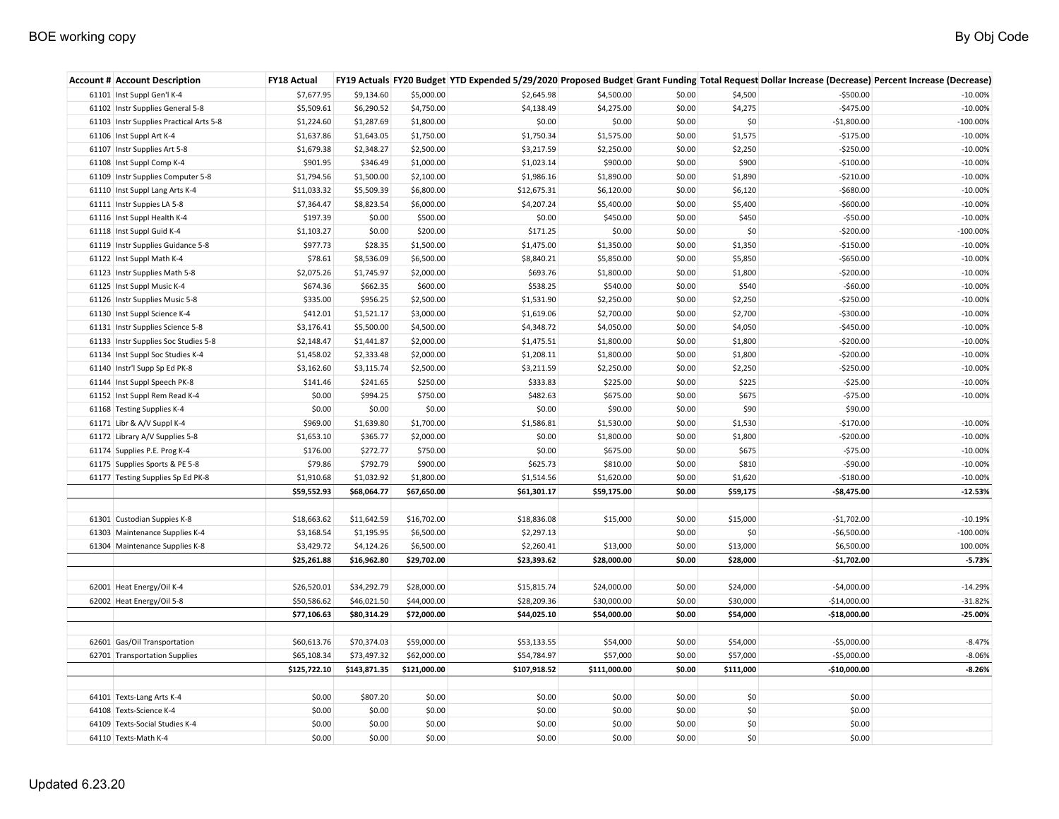| Account # | Account Description | FY18 Actual | FY19 Actuals | FY20 Budget | YTD Expended 5/29/2020 | Proposed Budget | Grant Funding | Total Request | Dollar Increase (Decrease) | Percent Increase (Decrease) |
|---|---|---|---|---|---|---|---|---|---|---|
| 61101 | Inst Suppl Gen'l K-4 | $7,677.95 | $9,134.60 | $5,000.00 | $2,645.98 | $4,500.00 | $0.00 | $4,500 | -$500.00 | -10.00% |
| 61102 | Instr Supplies General 5-8 | $5,509.61 | $6,290.52 | $4,750.00 | $4,138.49 | $4,275.00 | $0.00 | $4,275 | -$475.00 | -10.00% |
| 61103 | Instr Supplies Practical Arts 5-8 | $1,224.60 | $1,287.69 | $1,800.00 | $0.00 | $0.00 | $0.00 | $0 | -$1,800.00 | -100.00% |
| 61106 | Inst Suppl Art K-4 | $1,637.86 | $1,643.05 | $1,750.00 | $1,750.34 | $1,575.00 | $0.00 | $1,575 | -$175.00 | -10.00% |
| 61107 | Instr Supplies Art 5-8 | $1,679.38 | $2,348.27 | $2,500.00 | $3,217.59 | $2,250.00 | $0.00 | $2,250 | -$250.00 | -10.00% |
| 61108 | Inst Suppl Comp K-4 | $901.95 | $346.49 | $1,000.00 | $1,023.14 | $900.00 | $0.00 | $900 | -$100.00 | -10.00% |
| 61109 | Instr Supplies Computer 5-8 | $1,794.56 | $1,500.00 | $2,100.00 | $1,986.16 | $1,890.00 | $0.00 | $1,890 | -$210.00 | -10.00% |
| 61110 | Inst Suppl Lang Arts K-4 | $11,033.32 | $5,509.39 | $6,800.00 | $12,675.31 | $6,120.00 | $0.00 | $6,120 | -$680.00 | -10.00% |
| 61111 | Instr Suppies LA 5-8 | $7,364.47 | $8,823.54 | $6,000.00 | $4,207.24 | $5,400.00 | $0.00 | $5,400 | -$600.00 | -10.00% |
| 61116 | Inst Suppl Health K-4 | $197.39 | $0.00 | $500.00 | $0.00 | $450.00 | $0.00 | $450 | -$50.00 | -10.00% |
| 61118 | Inst Suppl Guid K-4 | $1,103.27 | $0.00 | $200.00 | $171.25 | $0.00 | $0.00 | $0 | -$200.00 | -100.00% |
| 61119 | Instr Supplies Guidance 5-8 | $977.73 | $28.35 | $1,500.00 | $1,475.00 | $1,350.00 | $0.00 | $1,350 | -$150.00 | -10.00% |
| 61122 | Inst Suppl Math K-4 | $78.61 | $8,536.09 | $6,500.00 | $8,840.21 | $5,850.00 | $0.00 | $5,850 | -$650.00 | -10.00% |
| 61123 | Instr Supplies Math 5-8 | $2,075.26 | $1,745.97 | $2,000.00 | $693.76 | $1,800.00 | $0.00 | $1,800 | -$200.00 | -10.00% |
| 61125 | Inst Suppl Music K-4 | $674.36 | $662.35 | $600.00 | $538.25 | $540.00 | $0.00 | $540 | -$60.00 | -10.00% |
| 61126 | Instr Supplies Music 5-8 | $335.00 | $956.25 | $2,500.00 | $1,531.90 | $2,250.00 | $0.00 | $2,250 | -$250.00 | -10.00% |
| 61130 | Inst Suppl Science K-4 | $412.01 | $1,521.17 | $3,000.00 | $1,619.06 | $2,700.00 | $0.00 | $2,700 | -$300.00 | -10.00% |
| 61131 | Instr Supplies Science 5-8 | $3,176.41 | $5,500.00 | $4,500.00 | $4,348.72 | $4,050.00 | $0.00 | $4,050 | -$450.00 | -10.00% |
| 61133 | Instr Supplies Soc Studies 5-8 | $2,148.47 | $1,441.87 | $2,000.00 | $1,475.51 | $1,800.00 | $0.00 | $1,800 | -$200.00 | -10.00% |
| 61134 | Inst Suppl Soc Studies K-4 | $1,458.02 | $2,333.48 | $2,000.00 | $1,208.11 | $1,800.00 | $0.00 | $1,800 | -$200.00 | -10.00% |
| 61140 | Instr'l Supp Sp Ed PK-8 | $3,162.60 | $3,115.74 | $2,500.00 | $3,211.59 | $2,250.00 | $0.00 | $2,250 | -$250.00 | -10.00% |
| 61144 | Inst Suppl Speech PK-8 | $141.46 | $241.65 | $250.00 | $333.83 | $225.00 | $0.00 | $225 | -$25.00 | -10.00% |
| 61152 | Inst Suppl Rem Read K-4 | $0.00 | $994.25 | $750.00 | $482.63 | $675.00 | $0.00 | $675 | -$75.00 | -10.00% |
| 61168 | Testing Supplies K-4 | $0.00 | $0.00 | $0.00 | $0.00 | $90.00 | $0.00 | $90 | $90.00 | |
| 61171 | Libr & A/V Suppl K-4 | $969.00 | $1,639.80 | $1,700.00 | $1,586.81 | $1,530.00 | $0.00 | $1,530 | -$170.00 | -10.00% |
| 61172 | Library A/V Supplies 5-8 | $1,653.10 | $365.77 | $2,000.00 | $0.00 | $1,800.00 | $0.00 | $1,800 | -$200.00 | -10.00% |
| 61174 | Supplies P.E. Prog K-4 | $176.00 | $272.77 | $750.00 | $0.00 | $675.00 | $0.00 | $675 | -$75.00 | -10.00% |
| 61175 | Supplies Sports & PE 5-8 | $79.86 | $792.79 | $900.00 | $625.73 | $810.00 | $0.00 | $810 | -$90.00 | -10.00% |
| 61177 | Testing Supplies Sp Ed PK-8 | $1,910.68 | $1,032.92 | $1,800.00 | $1,514.56 | $1,620.00 | $0.00 | $1,620 | -$180.00 | -10.00% |
| | | **$59,552.93** | **$68,064.77** | **$67,650.00** | **$61,301.17** | **$59,175.00** | **$0.00** | **$59,175** | **-$8,475.00** | **-12.53%** |
| | | | | | | | | | | |
| 61301 | Custodian Suppies K-8 | $18,663.62 | $11,642.59 | $16,702.00 | $18,836.08 | $15,000 | $0.00 | $15,000 | -$1,702.00 | -10.19% |
| 61303 | Maintenance Supplies K-4 | $3,168.54 | $1,195.95 | $6,500.00 | $2,297.13 | | $0.00 | $0 | -$6,500.00 | -100.00% |
| 61304 | Maintenance Supplies K-8 | $3,429.72 | $4,124.26 | $6,500.00 | $2,260.41 | $13,000 | $0.00 | $13,000 | $6,500.00 | 100.00% |
| | | **$25,261.88** | **$16,962.80** | **$29,702.00** | **$23,393.62** | **$28,000.00** | **$0.00** | **$28,000** | **-$1,702.00** | **-5.73%** |
| | | | | | | | | | | |
| 62001 | Heat Energy/Oil K-4 | $26,520.01 | $34,292.79 | $28,000.00 | $15,815.74 | $24,000.00 | $0.00 | $24,000 | -$4,000.00 | -14.29% |
| 62002 | Heat Energy/Oil 5-8 | $50,586.62 | $46,021.50 | $44,000.00 | $28,209.36 | $30,000.00 | $0.00 | $30,000 | -$14,000.00 | -31.82% |
| | | **$77,106.63** | **$80,314.29** | **$72,000.00** | **$44,025.10** | **$54,000.00** | **$0.00** | **$54,000** | **-$18,000.00** | **-25.00%** |
| | | | | | | | | | | |
| 62601 | Gas/Oil Transportation | $60,613.76 | $70,374.03 | $59,000.00 | $53,133.55 | $54,000 | $0.00 | $54,000 | -$5,000.00 | -8.47% |
| 62701 | Transportation Supplies | $65,108.34 | $73,497.32 | $62,000.00 | $54,784.97 | $57,000 | $0.00 | $57,000 | -$5,000.00 | -8.06% |
| | | **$125,722.10** | **$143,871.35** | **$121,000.00** | **$107,918.52** | **$111,000.00** | **$0.00** | **$111,000** | **-$10,000.00** | **-8.26%** |
| | | | | | | | | | | |
| 64101 | Texts-Lang Arts K-4 | $0.00 | $807.20 | $0.00 | $0.00 | $0.00 | $0.00 | $0 | $0.00 | |
| 64108 | Texts-Science K-4 | $0.00 | $0.00 | $0.00 | $0.00 | $0.00 | $0.00 | $0 | $0.00 | |
| 64109 | Texts-Social Studies K-4 | $0.00 | $0.00 | $0.00 | $0.00 | $0.00 | $0.00 | $0 | $0.00 | |
| 64110 | Texts-Math K-4 | $0.00 | $0.00 | $0.00 | $0.00 | $0.00 | $0.00 | $0 | $0.00 | |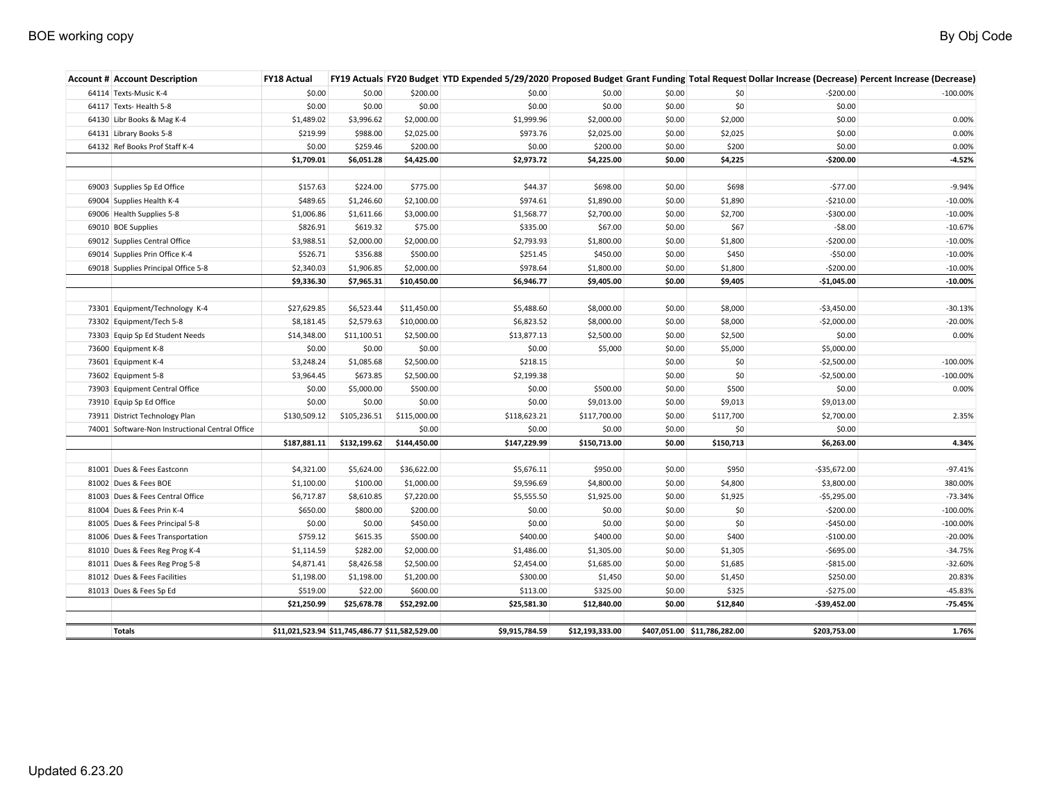| Account # | Account Description | FY18 Actual | FY19 Actuals | FY20 Budget | YTD Expended 5/29/2020 | Proposed Budget | Grant Funding | Total Request | Dollar Increase (Decrease) | Percent Increase (Decrease) |
|---|---|---|---|---|---|---|---|---|---|---|
| 64114 | Texts-Music K-4 | $0.00 | $0.00 | $200.00 | $0.00 | $0.00 | $0.00 | $0 | -$200.00 | -100.00% |
| 64117 | Texts- Health 5-8 | $0.00 | $0.00 | $0.00 | $0.00 | $0.00 | $0.00 | $0 | $0.00 | |
| 64130 | Libr Books & Mag K-4 | $1,489.02 | $3,996.62 | $2,000.00 | $1,999.96 | $2,000.00 | $0.00 | $2,000 | $0.00 | 0.00% |
| 64131 | Library Books 5-8 | $219.99 | $988.00 | $2,025.00 | $973.76 | $2,025.00 | $0.00 | $2,025 | $0.00 | 0.00% |
| 64132 | Ref Books Prof Staff K-4 | $0.00 | $259.46 | $200.00 | $0.00 | $200.00 | $0.00 | $200 | $0.00 | 0.00% |
| | | **$1,709.01** | **$6,051.28** | **$4,425.00** | **$2,973.72** | **$4,225.00** | **$0.00** | **$4,225** | **-$200.00** | **-4.52%** |
| | | | | | | | | | | |
| 69003 | Supplies Sp Ed Office | $157.63 | $224.00 | $775.00 | $44.37 | $698.00 | $0.00 | $698 | -$77.00 | -9.94% |
| 69004 | Supplies Health K-4 | $489.65 | $1,246.60 | $2,100.00 | $974.61 | $1,890.00 | $0.00 | $1,890 | -$210.00 | -10.00% |
| 69006 | Health Supplies 5-8 | $1,006.86 | $1,611.66 | $3,000.00 | $1,568.77 | $2,700.00 | $0.00 | $2,700 | -$300.00 | -10.00% |
| 69010 | BOE Supplies | $826.91 | $619.32 | $75.00 | $335.00 | $67.00 | $0.00 | $67 | -$8.00 | -10.67% |
| 69012 | Supplies Central Office | $3,988.51 | $2,000.00 | $2,000.00 | $2,793.93 | $1,800.00 | $0.00 | $1,800 | -$200.00 | -10.00% |
| 69014 | Supplies Prin Office K-4 | $526.71 | $356.88 | $500.00 | $251.45 | $450.00 | $0.00 | $450 | -$50.00 | -10.00% |
| 69018 | Supplies Principal Office 5-8 | $2,340.03 | $1,906.85 | $2,000.00 | $978.64 | $1,800.00 | $0.00 | $1,800 | -$200.00 | -10.00% |
| | | **$9,336.30** | **$7,965.31** | **$10,450.00** | **$6,946.77** | **$9,405.00** | **$0.00** | **$9,405** | **-$1,045.00** | **-10.00%** |
| | | | | | | | | | | |
| 73301 | Equipment/Technology K-4 | $27,629.85 | $6,523.44 | $11,450.00 | $5,488.60 | $8,000.00 | $0.00 | $8,000 | -$3,450.00 | -30.13% |
| 73302 | Equipment/Tech 5-8 | $8,181.45 | $2,579.63 | $10,000.00 | $6,823.52 | $8,000.00 | $0.00 | $8,000 | -$2,000.00 | -20.00% |
| 73303 | Equip Sp Ed Student Needs | $14,348.00 | $11,100.51 | $2,500.00 | $13,877.13 | $2,500.00 | $0.00 | $2,500 | $0.00 | 0.00% |
| 73600 | Equipment K-8 | $0.00 | $0.00 | $0.00 | $0.00 | $5,000 | $0.00 | $5,000 | $5,000.00 | |
| 73601 | Equipment K-4 | $3,248.24 | $1,085.68 | $2,500.00 | $218.15 | | $0.00 | $0 | -$2,500.00 | -100.00% |
| 73602 | Equipment 5-8 | $3,964.45 | $673.85 | $2,500.00 | $2,199.38 | | $0.00 | $0 | -$2,500.00 | -100.00% |
| 73903 | Equipment Central Office | $0.00 | $5,000.00 | $500.00 | $0.00 | $500.00 | $0.00 | $500 | $0.00 | 0.00% |
| 73910 | Equip Sp Ed Office | $0.00 | $0.00 | $0.00 | $0.00 | $9,013.00 | $0.00 | $9,013 | $9,013.00 | |
| 73911 | District Technology Plan | $130,509.12 | $105,236.51 | $115,000.00 | $118,623.21 | $117,700.00 | $0.00 | $117,700 | $2,700.00 | 2.35% |
| 74001 | Software-Non Instructional Central Office | | | $0.00 | $0.00 | $0.00 | $0.00 | $0 | $0.00 | |
| | | **$187,881.11** | **$132,199.62** | **$144,450.00** | **$147,229.99** | **$150,713.00** | **$0.00** | **$150,713** | **$6,263.00** | **4.34%** |
| | | | | | | | | | | |
| 81001 | Dues & Fees Eastconn | $4,321.00 | $5,624.00 | $36,622.00 | $5,676.11 | $950.00 | $0.00 | $950 | -$35,672.00 | -97.41% |
| 81002 | Dues & Fees BOE | $1,100.00 | $100.00 | $1,000.00 | $9,596.69 | $4,800.00 | $0.00 | $4,800 | $3,800.00 | 380.00% |
| 81003 | Dues & Fees Central Office | $6,717.87 | $8,610.85 | $7,220.00 | $5,555.50 | $1,925.00 | $0.00 | $1,925 | -$5,295.00 | -73.34% |
| 81004 | Dues & Fees Prin K-4 | $650.00 | $800.00 | $200.00 | $0.00 | $0.00 | $0.00 | $0 | -$200.00 | -100.00% |
| 81005 | Dues & Fees Principal 5-8 | $0.00 | $0.00 | $450.00 | $0.00 | $0.00 | $0.00 | $0 | -$450.00 | -100.00% |
| 81006 | Dues & Fees Transportation | $759.12 | $615.35 | $500.00 | $400.00 | $400.00 | $0.00 | $400 | -$100.00 | -20.00% |
| 81010 | Dues & Fees Reg Prog K-4 | $1,114.59 | $282.00 | $2,000.00 | $1,486.00 | $1,305.00 | $0.00 | $1,305 | -$695.00 | -34.75% |
| 81011 | Dues & Fees Reg Prog 5-8 | $4,871.41 | $8,426.58 | $2,500.00 | $2,454.00 | $1,685.00 | $0.00 | $1,685 | -$815.00 | -32.60% |
| 81012 | Dues & Fees Facilities | $1,198.00 | $1,198.00 | $1,200.00 | $300.00 | $1,450 | $0.00 | $1,450 | $250.00 | 20.83% |
| 81013 | Dues & Fees Sp Ed | $519.00 | $22.00 | $600.00 | $113.00 | $325.00 | $0.00 | $325 | -$275.00 | -45.83% |
| | | **$21,250.99** | **$25,678.78** | **$52,292.00** | **$25,581.30** | **$12,840.00** | **$0.00** | **$12,840** | **-$39,452.00** | **-75.45%** |
| | | | | | | | | | | |
| | **Totals** | **$11,021,523.94** | **$11,745,486.77** | **$11,582,529.00** | **$9,915,784.59** | **$12,193,333.00** | **$407,051.00** | **$11,786,282.00** | **$203,753.00** | **1.76%** |